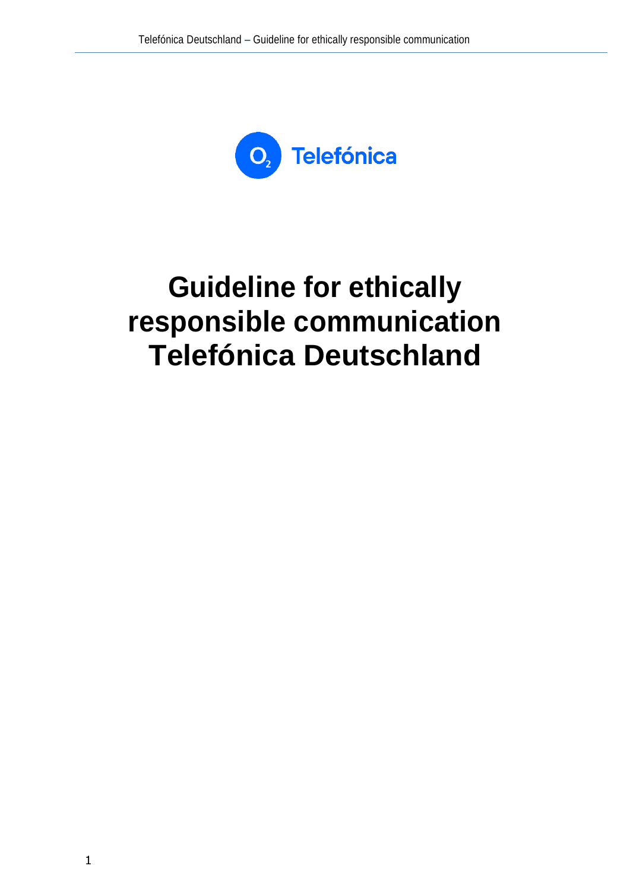# Guideline for ethically responsible communication Telefónica Deutschland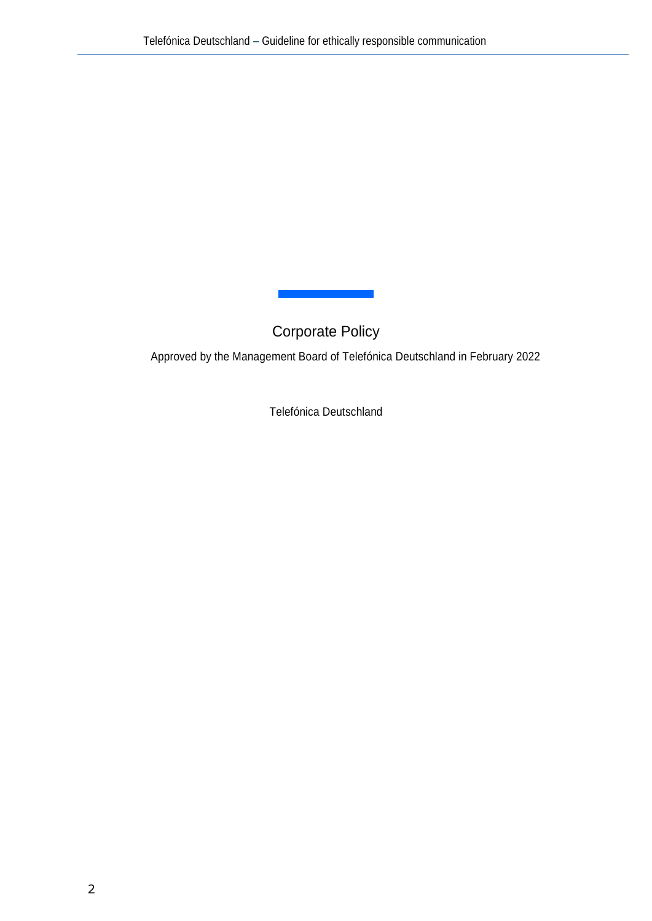Corporate Policy

Approved by the Management Board of Telefónica Deutschland in February 2022

Telefónica Deutschland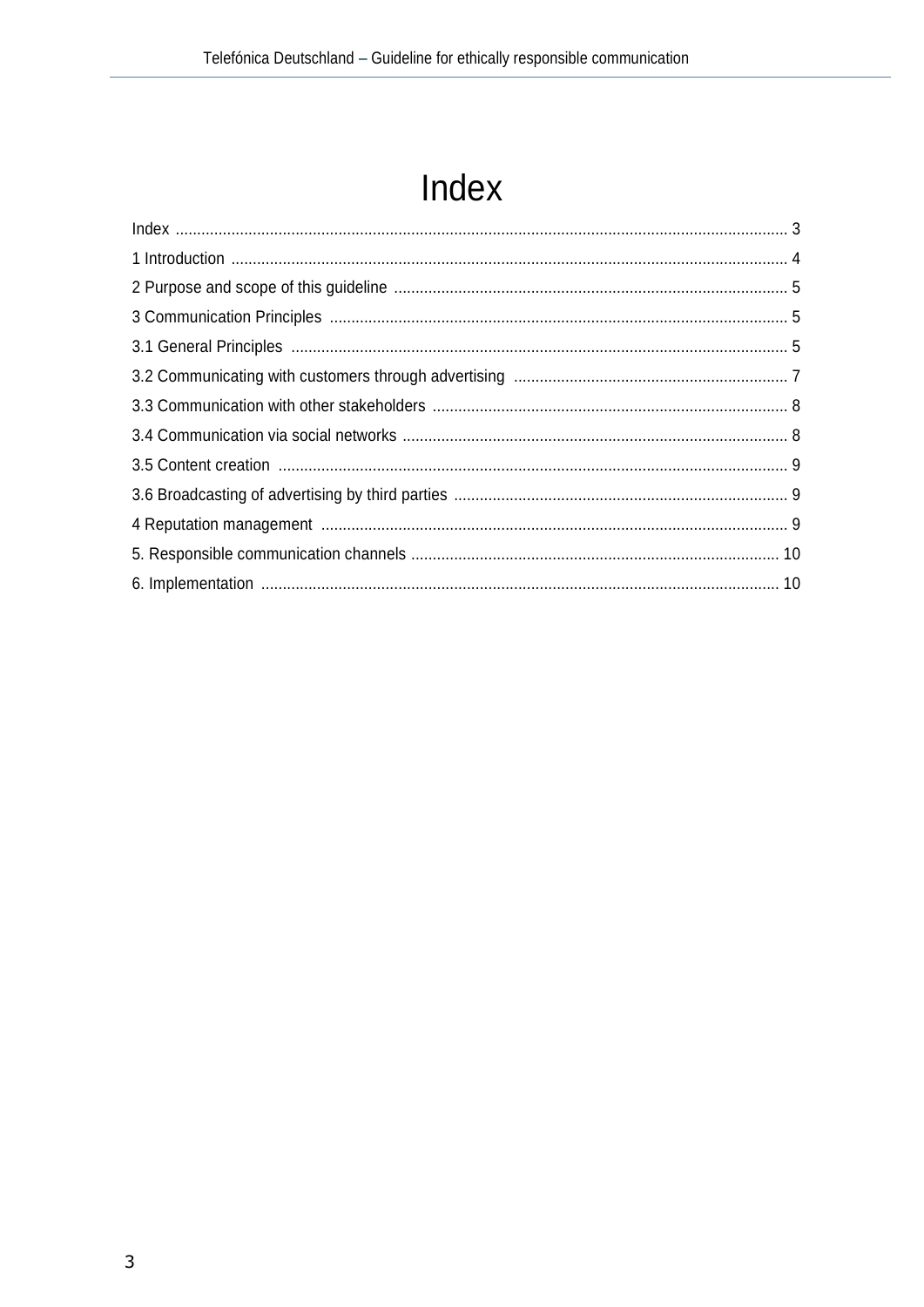# Index

Index ............................................................................................................................................. 3

1 Introduction ................................................................................................................................. 4

2 Purpose and scope of this guideline ........................................................................................... 5

3 Communication Principles .......................................................................................................... 5

3.1 General Principles .................................................................................................................... 5

3.2 Communicating with customers through advertising ................................................................ 7

3.3 Communication with other stakeholders .................................................................................. 8

3.4 Communication via social networks ......................................................................................... 8

3.5 Content creation ...................................................................................................................... 9

3.6 Broadcasting of advertising by third parties ............................................................................. 9

4 Reputation management ............................................................................................................ 9

5. Responsible communication channels ..................................................................................... 10

6. Implementation ........................................................................................................................ 10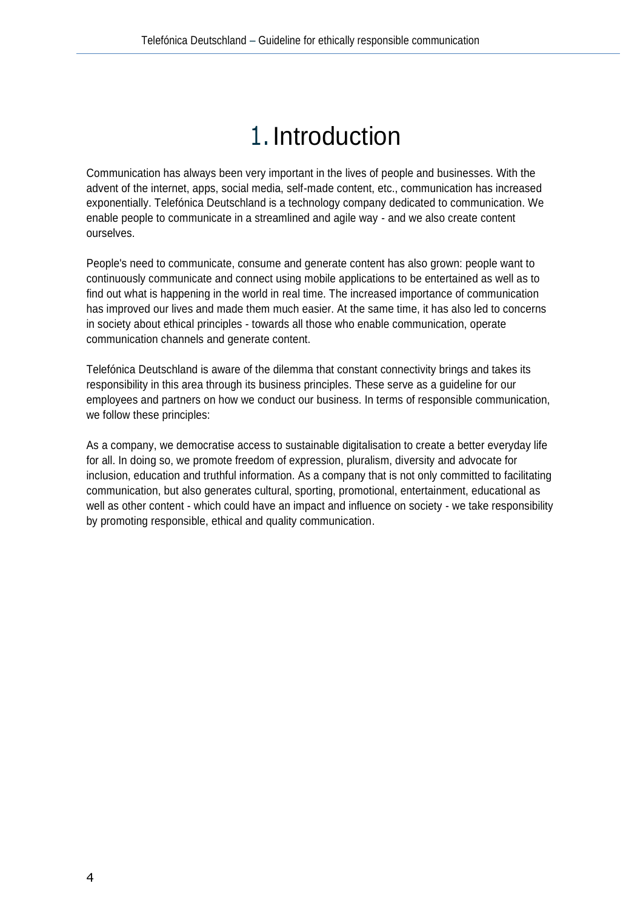# 1. Introduction

Communication has always been very important in the lives of people and businesses. With the advent of the internet, apps, social media, self-made content, etc., communication has increased exponentially. Telefónica Deutschland is a technology company dedicated to communication. We enable people to communicate in a streamlined and agile way - and we also create content ourselves.

People's need to communicate, consume and generate content has also grown: people want to continuously communicate and connect using mobile applications to be entertained as well as to find out what is happening in the world in real time. The increased importance of communication has improved our lives and made them much easier. At the same time, it has also led to concerns in society about ethical principles - towards all those who enable communication, operate communication channels and generate content.

Telefónica Deutschland is aware of the dilemma that constant connectivity brings and takes its responsibility in this area through its business principles. These serve as a guideline for our employees and partners on how we conduct our business. In terms of responsible communication, we follow these principles:

As a company, we democratise access to sustainable digitalisation to create a better everyday life for all. In doing so, we promote freedom of expression, pluralism, diversity and advocate for inclusion, education and truthful information. As a company that is not only committed to facilitating communication, but also generates cultural, sporting, promotional, entertainment, educational as well as other content - which could have an impact and influence on society - we take responsibility by promoting responsible, ethical and quality communication.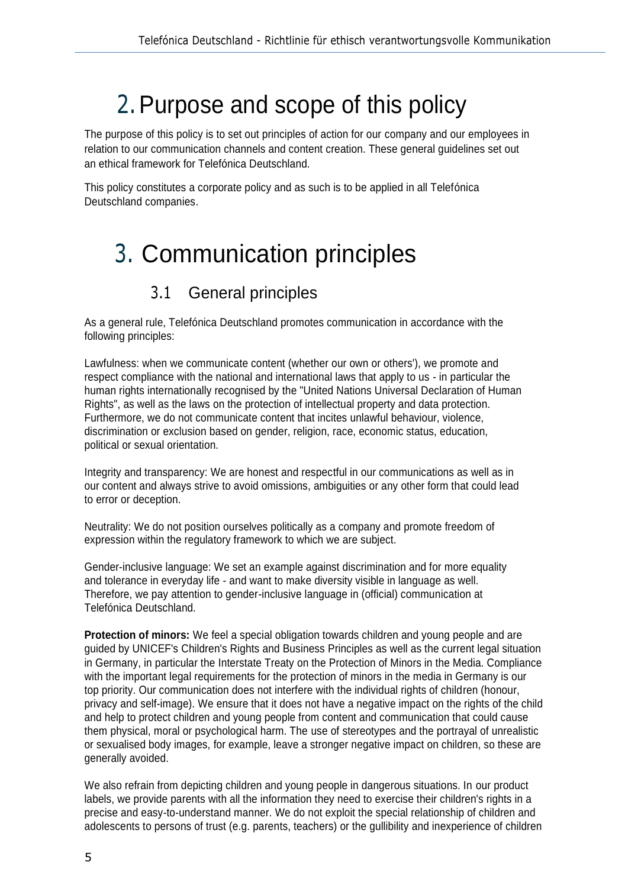# 2. Purpose and scope of this policy

The purpose of this policy is to set out principles of action for our company and our employees in relation to our communication channels and content creation. These general guidelines set out an ethical framework for Telefónica Deutschland.

This policy constitutes a corporate policy and as such is to be applied in all Telefónica Deutschland companies.

# 3. Communication principles

## 3.1 General principles

As a general rule, Telefónica Deutschland promotes communication in accordance with the following principles:

Lawfulness: when we communicate content (whether our own or others'), we promote and respect compliance with the national and international laws that apply to us - in particular the human rights internationally recognised by the "United Nations Universal Declaration of Human Rights", as well as the laws on the protection of intellectual property and data protection. Furthermore, we do not communicate content that incites unlawful behaviour, violence, discrimination or exclusion based on gender, religion, race, economic status, education, political or sexual orientation.

Integrity and transparency: We are honest and respectful in our communications as well as in our content and always strive to avoid omissions, ambiguities or any other form that could lead to error or deception.

Neutrality: We do not position ourselves politically as a company and promote freedom of expression within the regulatory framework to which we are subject.

Gender-inclusive language: We set an example against discrimination and for more equality and tolerance in everyday life - and want to make diversity visible in language as well. Therefore, we pay attention to gender-inclusive language in (official) communication at Telefónica Deutschland.

**Protection of minors:** We feel a special obligation towards children and young people and are guided by UNICEF's Children's Rights and Business Principles as well as the current legal situation in Germany, in particular the Interstate Treaty on the Protection of Minors in the Media. Compliance with the important legal requirements for the protection of minors in the media in Germany is our top priority. Our communication does not interfere with the individual rights of children (honour, privacy and self-image). We ensure that it does not have a negative impact on the rights of the child and help to protect children and young people from content and communication that could cause them physical, moral or psychological harm. The use of stereotypes and the portrayal of unrealistic or sexualised body images, for example, leave a stronger negative impact on children, so these are generally avoided.

We also refrain from depicting children and young people in dangerous situations. In our product labels, we provide parents with all the information they need to exercise their children's rights in a precise and easy-to-understand manner. We do not exploit the special relationship of children and adolescents to persons of trust (e.g. parents, teachers) or the gullibility and inexperience of children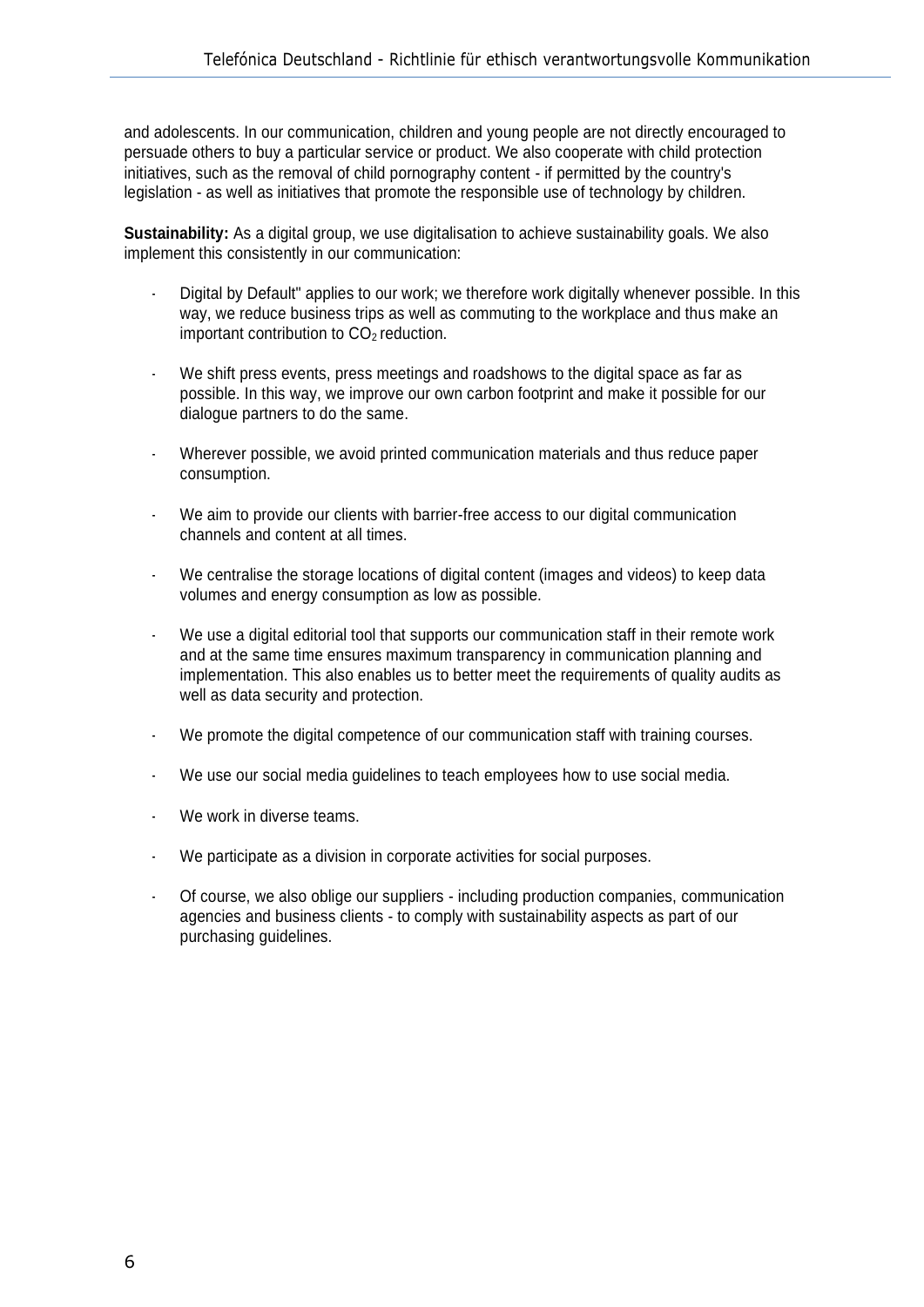and adolescents. In our communication, children and young people are not directly encouraged to persuade others to buy a particular service or product. We also cooperate with child protection initiatives, such as the removal of child pornography content - if permitted by the country's legislation - as well as initiatives that promote the responsible use of technology by children.

**Sustainability:** As a digital group, we use digitalisation to achieve sustainability goals. We also implement this consistently in our communication:

- Digital by Default" applies to our work; we therefore work digitally whenever possible. In this way, we reduce business trips as well as commuting to the workplace and thus make an important contribution to $CO_2$ reduction.
- We shift press events, press meetings and roadshows to the digital space as far as possible. In this way, we improve our own carbon footprint and make it possible for our dialogue partners to do the same.
- Wherever possible, we avoid printed communication materials and thus reduce paper consumption.
- We aim to provide our clients with barrier-free access to our digital communication channels and content at all times.
- We centralise the storage locations of digital content (images and videos) to keep data volumes and energy consumption as low as possible.
- We use a digital editorial tool that supports our communication staff in their remote work and at the same time ensures maximum transparency in communication planning and implementation. This also enables us to better meet the requirements of quality audits as well as data security and protection.
- We promote the digital competence of our communication staff with training courses.
- We use our social media guidelines to teach employees how to use social media.
- We work in diverse teams.
- We participate as a division in corporate activities for social purposes.
- Of course, we also oblige our suppliers - including production companies, communication agencies and business clients - to comply with sustainability aspects as part of our purchasing guidelines.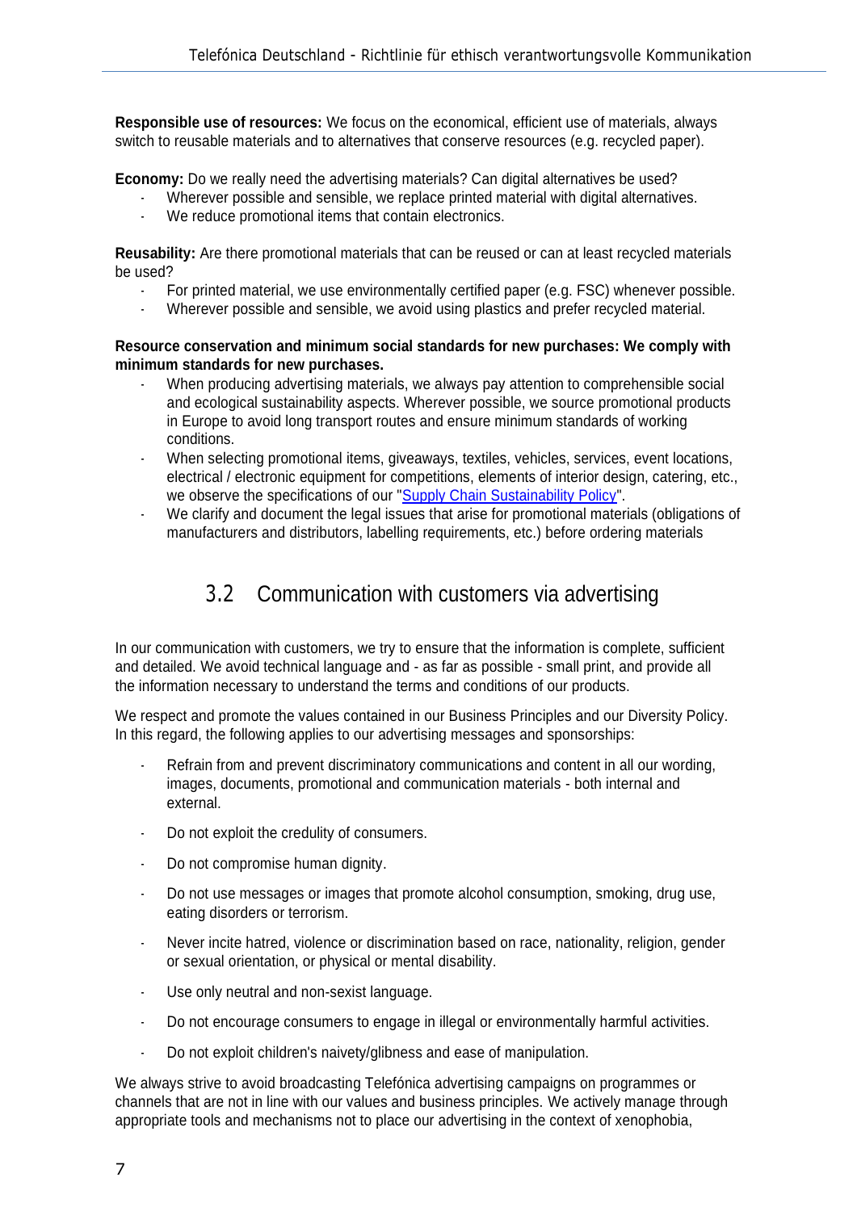**Responsible use of resources:** We focus on the economical, efficient use of materials, always switch to reusable materials and to alternatives that conserve resources (e.g. recycled paper).

**Economy:** Do we really need the advertising materials? Can digital alternatives be used?

- Wherever possible and sensible, we replace printed material with digital alternatives.
- We reduce promotional items that contain electronics.

**Reusability:** Are there promotional materials that can be reused or can at least recycled materials be used?

- For printed material, we use environmentally certified paper (e.g. FSC) whenever possible.
- Wherever possible and sensible, we avoid using plastics and prefer recycled material.

**Resource conservation and minimum social standards for new purchases: We comply with minimum standards for new purchases.**

- When producing advertising materials, we always pay attention to comprehensible social and ecological sustainability aspects. Wherever possible, we source promotional products in Europe to avoid long transport routes and ensure minimum standards of working conditions.
- When selecting promotional items, giveaways, textiles, vehicles, services, event locations, electrical / electronic equipment for competitions, elements of interior design, catering, etc., we observe the specifications of our "Supply Chain Sustainability Policy".
- We clarify and document the legal issues that arise for promotional materials (obligations of manufacturers and distributors, labelling requirements, etc.) before ordering materials

## 3.2 Communication with customers via advertising

In our communication with customers, we try to ensure that the information is complete, sufficient and detailed. We avoid technical language and - as far as possible - small print, and provide all the information necessary to understand the terms and conditions of our products.

We respect and promote the values contained in our Business Principles and our Diversity Policy. In this regard, the following applies to our advertising messages and sponsorships:

- Refrain from and prevent discriminatory communications and content in all our wording, images, documents, promotional and communication materials - both internal and external.
- Do not exploit the credulity of consumers.
- Do not compromise human dignity.
- Do not use messages or images that promote alcohol consumption, smoking, drug use, eating disorders or terrorism.
- Never incite hatred, violence or discrimination based on race, nationality, religion, gender or sexual orientation, or physical or mental disability.
- Use only neutral and non-sexist language.
- Do not encourage consumers to engage in illegal or environmentally harmful activities.
- Do not exploit children's naivety/glibness and ease of manipulation.

We always strive to avoid broadcasting Telefónica advertising campaigns on programmes or channels that are not in line with our values and business principles. We actively manage through appropriate tools and mechanisms not to place our advertising in the context of xenophobia,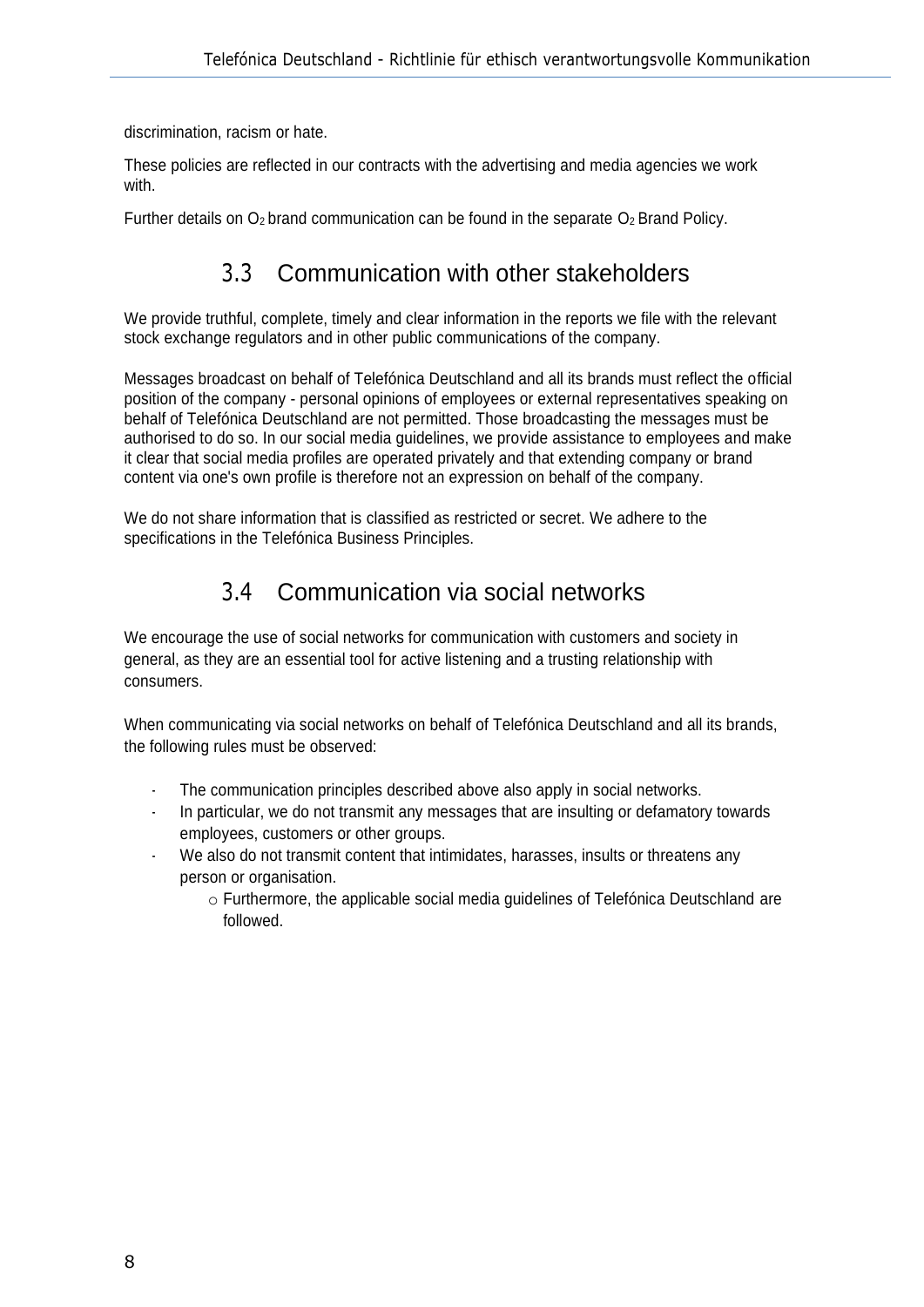discrimination, racism or hate.

These policies are reflected in our contracts with the advertising and media agencies we work with.

Further details on $O_2$ brand communication can be found in the separate $O_2$ Brand Policy.

## 3.3 Communication with other stakeholders

We provide truthful, complete, timely and clear information in the reports we file with the relevant stock exchange regulators and in other public communications of the company.

Messages broadcast on behalf of Telefónica Deutschland and all its brands must reflect the official position of the company - personal opinions of employees or external representatives speaking on behalf of Telefónica Deutschland are not permitted. Those broadcasting the messages must be authorised to do so. In our social media guidelines, we provide assistance to employees and make it clear that social media profiles are operated privately and that extending company or brand content via one's own profile is therefore not an expression on behalf of the company.

We do not share information that is classified as restricted or secret. We adhere to the specifications in the Telefónica Business Principles.

## 3.4 Communication via social networks

We encourage the use of social networks for communication with customers and society in general, as they are an essential tool for active listening and a trusting relationship with consumers.

When communicating via social networks on behalf of Telefónica Deutschland and all its brands, the following rules must be observed:

- The communication principles described above also apply in social networks.
- In particular, we do not transmit any messages that are insulting or defamatory towards employees, customers or other groups.
- We also do not transmit content that intimidates, harasses, insults or threatens any person or organisation.
    - Furthermore, the applicable social media guidelines of Telefónica Deutschland are followed.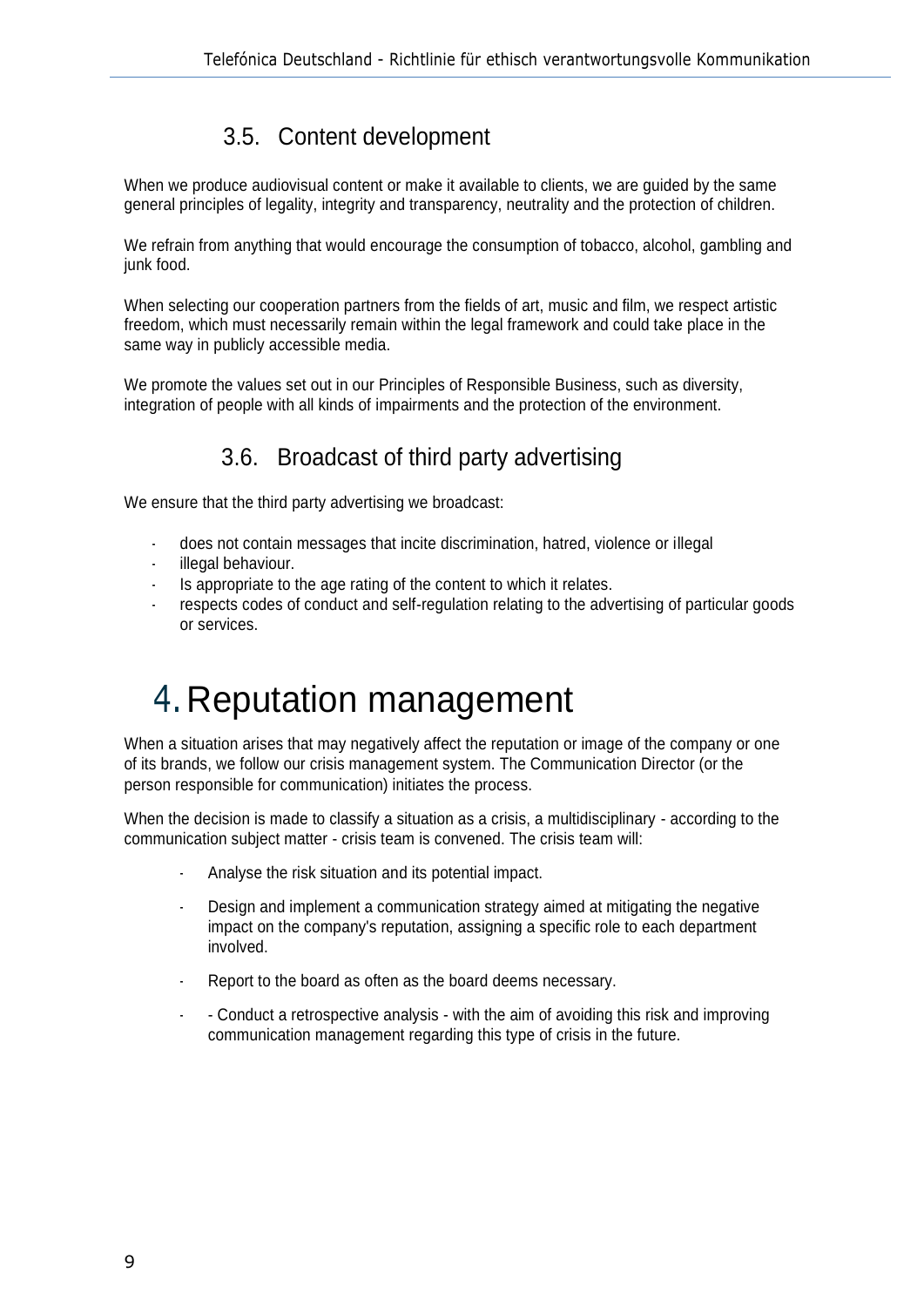### 3.5. Content development

When we produce audiovisual content or make it available to clients, we are guided by the same general principles of legality, integrity and transparency, neutrality and the protection of children.

We refrain from anything that would encourage the consumption of tobacco, alcohol, gambling and junk food.

When selecting our cooperation partners from the fields of art, music and film, we respect artistic freedom, which must necessarily remain within the legal framework and could take place in the same way in publicly accessible media.

We promote the values set out in our Principles of Responsible Business, such as diversity, integration of people with all kinds of impairments and the protection of the environment.

### 3.6. Broadcast of third party advertising

We ensure that the third party advertising we broadcast:

- does not contain messages that incite discrimination, hatred, violence or illegal
- illegal behaviour.
- Is appropriate to the age rating of the content to which it relates.
- respects codes of conduct and self-regulation relating to the advertising of particular goods or services.

# 4. Reputation management

When a situation arises that may negatively affect the reputation or image of the company or one of its brands, we follow our crisis management system. The Communication Director (or the person responsible for communication) initiates the process.

When the decision is made to classify a situation as a crisis, a multidisciplinary - according to the communication subject matter - crisis team is convened. The crisis team will:

- Analyse the risk situation and its potential impact.
- Design and implement a communication strategy aimed at mitigating the negative impact on the company's reputation, assigning a specific role to each department involved.
- Report to the board as often as the board deems necessary.
- - Conduct a retrospective analysis - with the aim of avoiding this risk and improving communication management regarding this type of crisis in the future.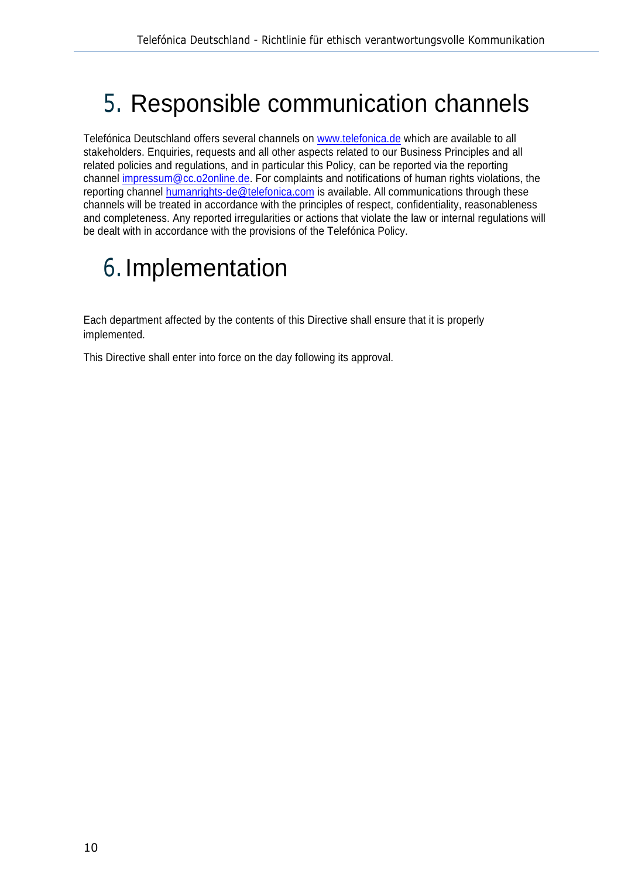# 5. Responsible communication channels

Telefónica Deutschland offers several channels on [www.telefonica.de](http://www.telefonica.de) which are available to all stakeholders. Enquiries, requests and all other aspects related to our Business Principles and all related policies and regulations, and in particular this Policy, can be reported via the reporting channel [impressum@cc.o2online.de](mailto:impressum@cc.o2online.de). For complaints and notifications of human rights violations, the reporting channel [humanrights-de@telefonica.com](mailto:humanrights-de@telefonica.com) is available. All communications through these channels will be treated in accordance with the principles of respect, confidentiality, reasonableness and completeness. Any reported irregularities or actions that violate the law or internal regulations will be dealt with in accordance with the provisions of the Telefónica Policy.

# 6. Implementation

Each department affected by the contents of this Directive shall ensure that it is properly implemented.

This Directive shall enter into force on the day following its approval.